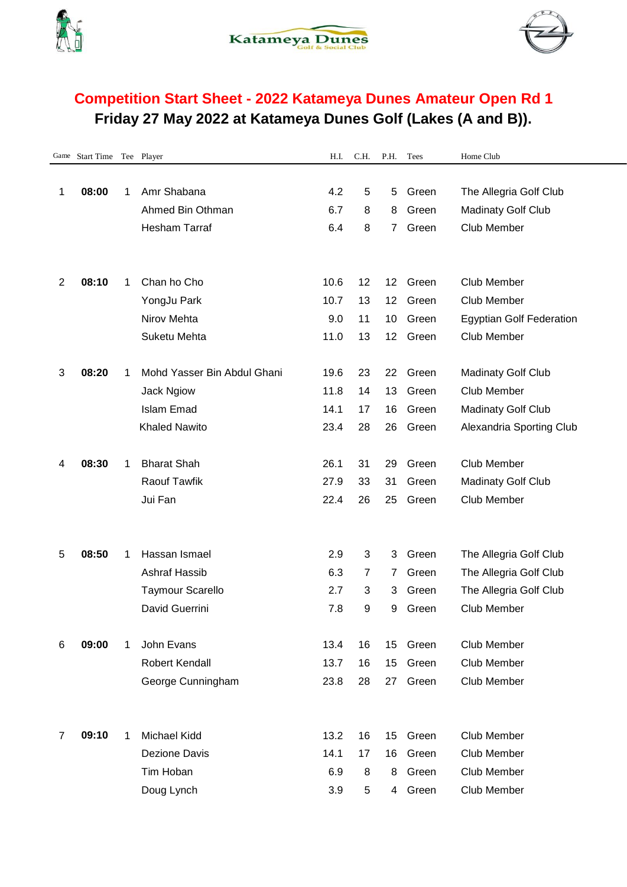Katameya Dunes Golf & Social Club

# Competition Start Sheet - 2022 Katameya Dunes Amateur Open Rd 1

## Friday 27 May 2022 at Katameya Dunes Golf (Lakes (A and B)).

| Game | Start Time | Tee | Player | H.I. | C.H. | P.H. | Tees | Home Club |
|---|---|---|---|---|---|---|---|---|
| 1 | **08:00** | 1 | Amr Shabana | 4.2 | 5 | 5 | Green | The Allegria Golf Club |
| | | | Ahmed Bin Othman | 6.7 | 8 | 8 | Green | Madinaty Golf Club |
| | | | Hesham Tarraf | 6.4 | 8 | 7 | Green | Club Member |
| 2 | **08:10** | 1 | Chan ho Cho | 10.6 | 12 | 12 | Green | Club Member |
| | | | YongJu Park | 10.7 | 13 | 12 | Green | Club Member |
| | | | Nirov Mehta | 9.0 | 11 | 10 | Green | Egyptian Golf Federation |
| | | | Suketu Mehta | 11.0 | 13 | 12 | Green | Club Member |
| 3 | **08:20** | 1 | Mohd Yasser Bin Abdul Ghani | 19.6 | 23 | 22 | Green | Madinaty Golf Club |
| | | | Jack Ngiow | 11.8 | 14 | 13 | Green | Club Member |
| | | | Islam Emad | 14.1 | 17 | 16 | Green | Madinaty Golf Club |
| | | | Khaled Nawito | 23.4 | 28 | 26 | Green | Alexandria Sporting Club |
| 4 | **08:30** | 1 | Bharat Shah | 26.1 | 31 | 29 | Green | Club Member |
| | | | Raouf Tawfik | 27.9 | 33 | 31 | Green | Madinaty Golf Club |
| | | | Jui Fan | 22.4 | 26 | 25 | Green | Club Member |
| 5 | **08:50** | 1 | Hassan Ismael | 2.9 | 3 | 3 | Green | The Allegria Golf Club |
| | | | Ashraf Hassib | 6.3 | 7 | 7 | Green | The Allegria Golf Club |
| | | | Taymour Scarello | 2.7 | 3 | 3 | Green | The Allegria Golf Club |
| | | | David Guerrini | 7.8 | 9 | 9 | Green | Club Member |
| 6 | **09:00** | 1 | John Evans | 13.4 | 16 | 15 | Green | Club Member |
| | | | Robert Kendall | 13.7 | 16 | 15 | Green | Club Member |
| | | | George Cunningham | 23.8 | 28 | 27 | Green | Club Member |
| 7 | **09:10** | 1 | Michael Kidd | 13.2 | 16 | 15 | Green | Club Member |
| | | | Dezione Davis | 14.1 | 17 | 16 | Green | Club Member |
| | | | Tim Hoban | 6.9 | 8 | 8 | Green | Club Member |
| | | | Doug Lynch | 3.9 | 5 | 4 | Green | Club Member |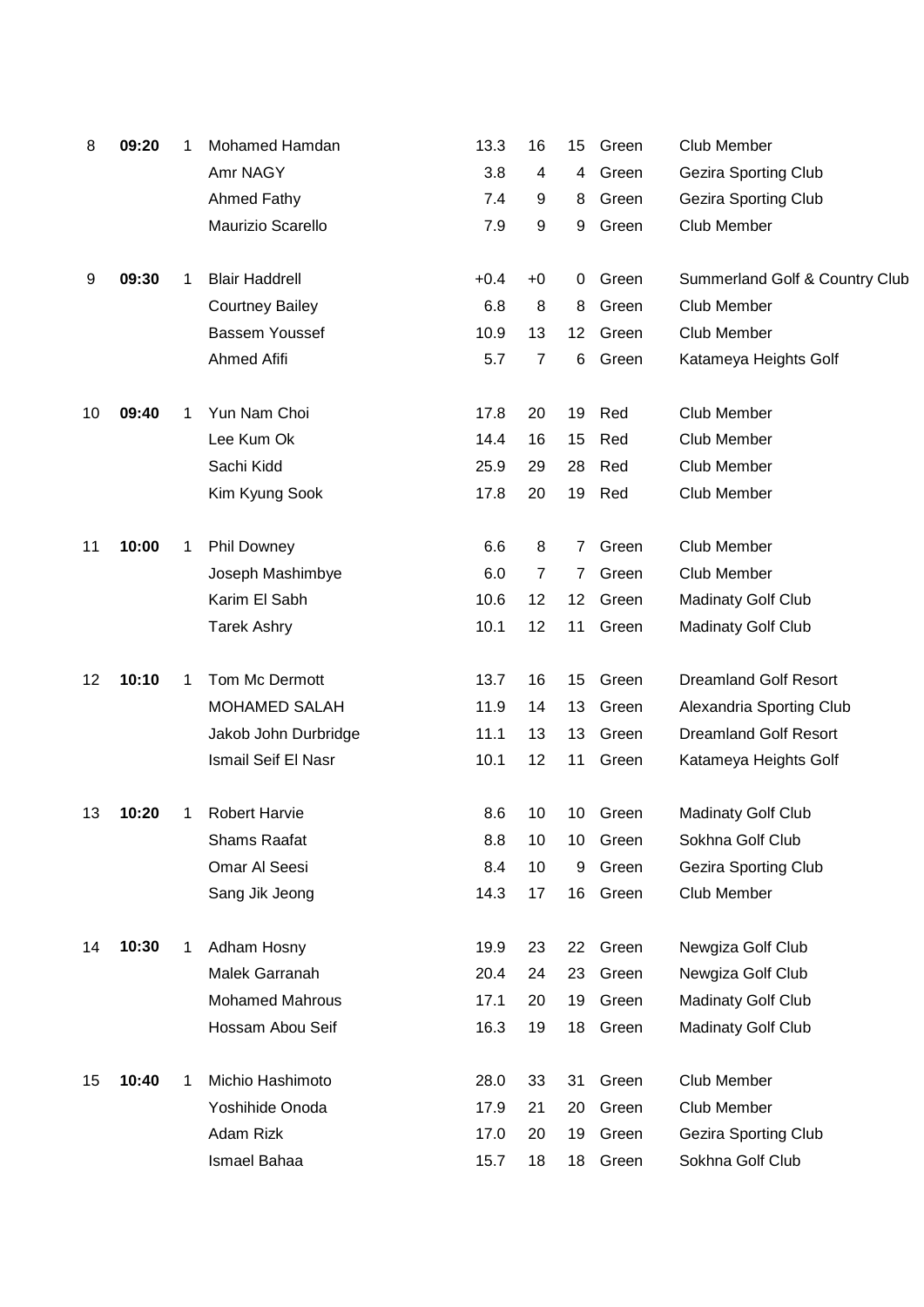| | | | | | | | | |
|---|---|---|---|---|---|---|---|---|
| 8 | **09:20** | 1 | Mohamed Hamdan | 13.3 | 16 | 15 | Green | Club Member |
| | | | Amr NAGY | 3.8 | 4 | 4 | Green | Gezira Sporting Club |
| | | | Ahmed Fathy | 7.4 | 9 | 8 | Green | Gezira Sporting Club |
| | | | Maurizio Scarello | 7.9 | 9 | 9 | Green | Club Member |
| 9 | **09:30** | 1 | Blair Haddrell | +0.4 | +0 | 0 | Green | Summerland Golf & Country Club |
| | | | Courtney Bailey | 6.8 | 8 | 8 | Green | Club Member |
| | | | Bassem Youssef | 10.9 | 13 | 12 | Green | Club Member |
| | | | Ahmed Afifi | 5.7 | 7 | 6 | Green | Katameya Heights Golf |
| 10 | **09:40** | 1 | Yun Nam Choi | 17.8 | 20 | 19 | Red | Club Member |
| | | | Lee Kum Ok | 14.4 | 16 | 15 | Red | Club Member |
| | | | Sachi Kidd | 25.9 | 29 | 28 | Red | Club Member |
| | | | Kim Kyung Sook | 17.8 | 20 | 19 | Red | Club Member |
| 11 | **10:00** | 1 | Phil Downey | 6.6 | 8 | 7 | Green | Club Member |
| | | | Joseph Mashimbye | 6.0 | 7 | 7 | Green | Club Member |
| | | | Karim El Sabh | 10.6 | 12 | 12 | Green | Madinaty Golf Club |
| | | | Tarek Ashry | 10.1 | 12 | 11 | Green | Madinaty Golf Club |
| 12 | **10:10** | 1 | Tom Mc Dermott | 13.7 | 16 | 15 | Green | Dreamland Golf Resort |
| | | | MOHAMED SALAH | 11.9 | 14 | 13 | Green | Alexandria Sporting Club |
| | | | Jakob John Durbridge | 11.1 | 13 | 13 | Green | Dreamland Golf Resort |
| | | | Ismail Seif El Nasr | 10.1 | 12 | 11 | Green | Katameya Heights Golf |
| 13 | **10:20** | 1 | Robert Harvie | 8.6 | 10 | 10 | Green | Madinaty Golf Club |
| | | | Shams Raafat | 8.8 | 10 | 10 | Green | Sokhna Golf Club |
| | | | Omar Al Seesi | 8.4 | 10 | 9 | Green | Gezira Sporting Club |
| | | | Sang Jik Jeong | 14.3 | 17 | 16 | Green | Club Member |
| 14 | **10:30** | 1 | Adham Hosny | 19.9 | 23 | 22 | Green | Newgiza Golf Club |
| | | | Malek Garranah | 20.4 | 24 | 23 | Green | Newgiza Golf Club |
| | | | Mohamed Mahrous | 17.1 | 20 | 19 | Green | Madinaty Golf Club |
| | | | Hossam Abou Seif | 16.3 | 19 | 18 | Green | Madinaty Golf Club |
| 15 | **10:40** | 1 | Michio Hashimoto | 28.0 | 33 | 31 | Green | Club Member |
| | | | Yoshihide Onoda | 17.9 | 21 | 20 | Green | Club Member |
| | | | Adam Rizk | 17.0 | 20 | 19 | Green | Gezira Sporting Club |
| | | | Ismael Bahaa | 15.7 | 18 | 18 | Green | Sokhna Golf Club |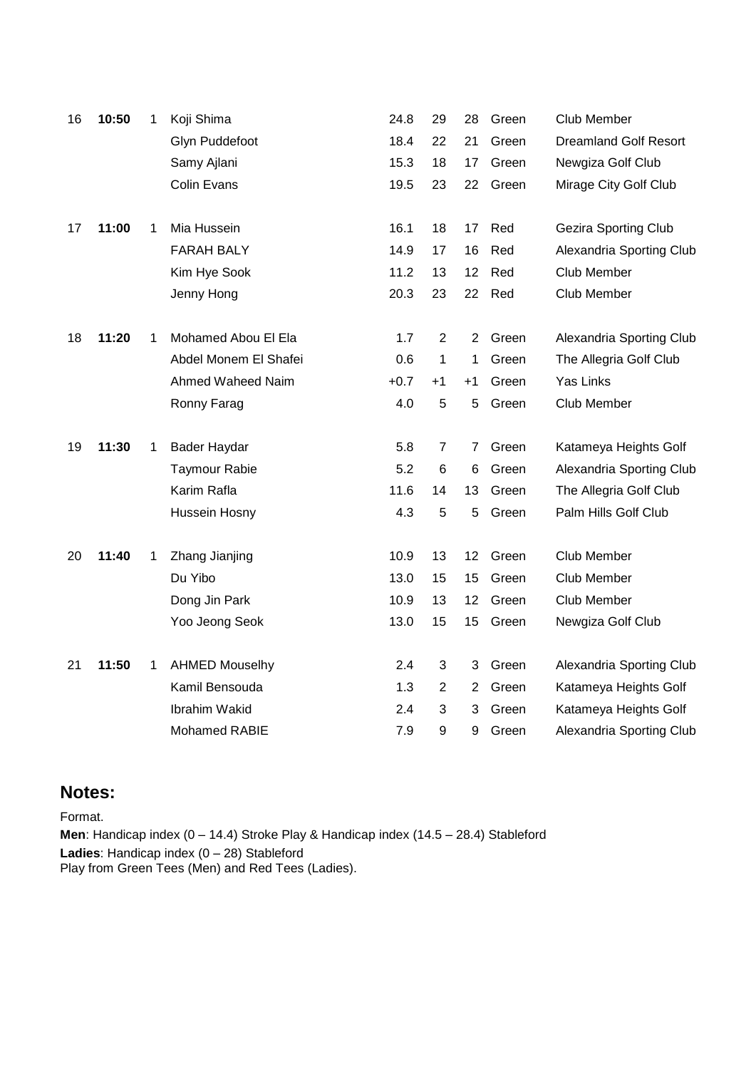| | | | | | | | | |
|---|---|---|---|---|---|---|---|---|
| 16 | **10:50** | 1 | Koji Shima | 24.8 | 29 | 28 | Green | Club Member |
| | | | Glyn Puddefoot | 18.4 | 22 | 21 | Green | Dreamland Golf Resort |
| | | | Samy Ajlani | 15.3 | 18 | 17 | Green | Newgiza Golf Club |
| | | | Colin Evans | 19.5 | 23 | 22 | Green | Mirage City Golf Club |
| 17 | **11:00** | 1 | Mia Hussein | 16.1 | 18 | 17 | Red | Gezira Sporting Club |
| | | | FARAH BALY | 14.9 | 17 | 16 | Red | Alexandria Sporting Club |
| | | | Kim Hye Sook | 11.2 | 13 | 12 | Red | Club Member |
| | | | Jenny Hong | 20.3 | 23 | 22 | Red | Club Member |
| 18 | **11:20** | 1 | Mohamed Abou El Ela | 1.7 | 2 | 2 | Green | Alexandria Sporting Club |
| | | | Abdel Monem El Shafei | 0.6 | 1 | 1 | Green | The Allegria Golf Club |
| | | | Ahmed Waheed Naim | +0.7 | +1 | +1 | Green | Yas Links |
| | | | Ronny Farag | 4.0 | 5 | 5 | Green | Club Member |
| 19 | **11:30** | 1 | Bader Haydar | 5.8 | 7 | 7 | Green | Katameya Heights Golf |
| | | | Taymour Rabie | 5.2 | 6 | 6 | Green | Alexandria Sporting Club |
| | | | Karim Rafla | 11.6 | 14 | 13 | Green | The Allegria Golf Club |
| | | | Hussein Hosny | 4.3 | 5 | 5 | Green | Palm Hills Golf Club |
| 20 | **11:40** | 1 | Zhang Jianjing | 10.9 | 13 | 12 | Green | Club Member |
| | | | Du Yibo | 13.0 | 15 | 15 | Green | Club Member |
| | | | Dong Jin Park | 10.9 | 13 | 12 | Green | Club Member |
| | | | Yoo Jeong Seok | 13.0 | 15 | 15 | Green | Newgiza Golf Club |
| 21 | **11:50** | 1 | AHMED Mouselhy | 2.4 | 3 | 3 | Green | Alexandria Sporting Club |
| | | | Kamil Bensouda | 1.3 | 2 | 2 | Green | Katameya Heights Golf |
| | | | Ibrahim Wakid | 2.4 | 3 | 3 | Green | Katameya Heights Golf |
| | | | Mohamed RABIE | 7.9 | 9 | 9 | Green | Alexandria Sporting Club |

## Notes:

Format.

**Men**: Handicap index (0 – 14.4) Stroke Play & Handicap index (14.5 – 28.4) Stableford

**Ladies**: Handicap index (0 – 28) Stableford

Play from Green Tees (Men) and Red Tees (Ladies).